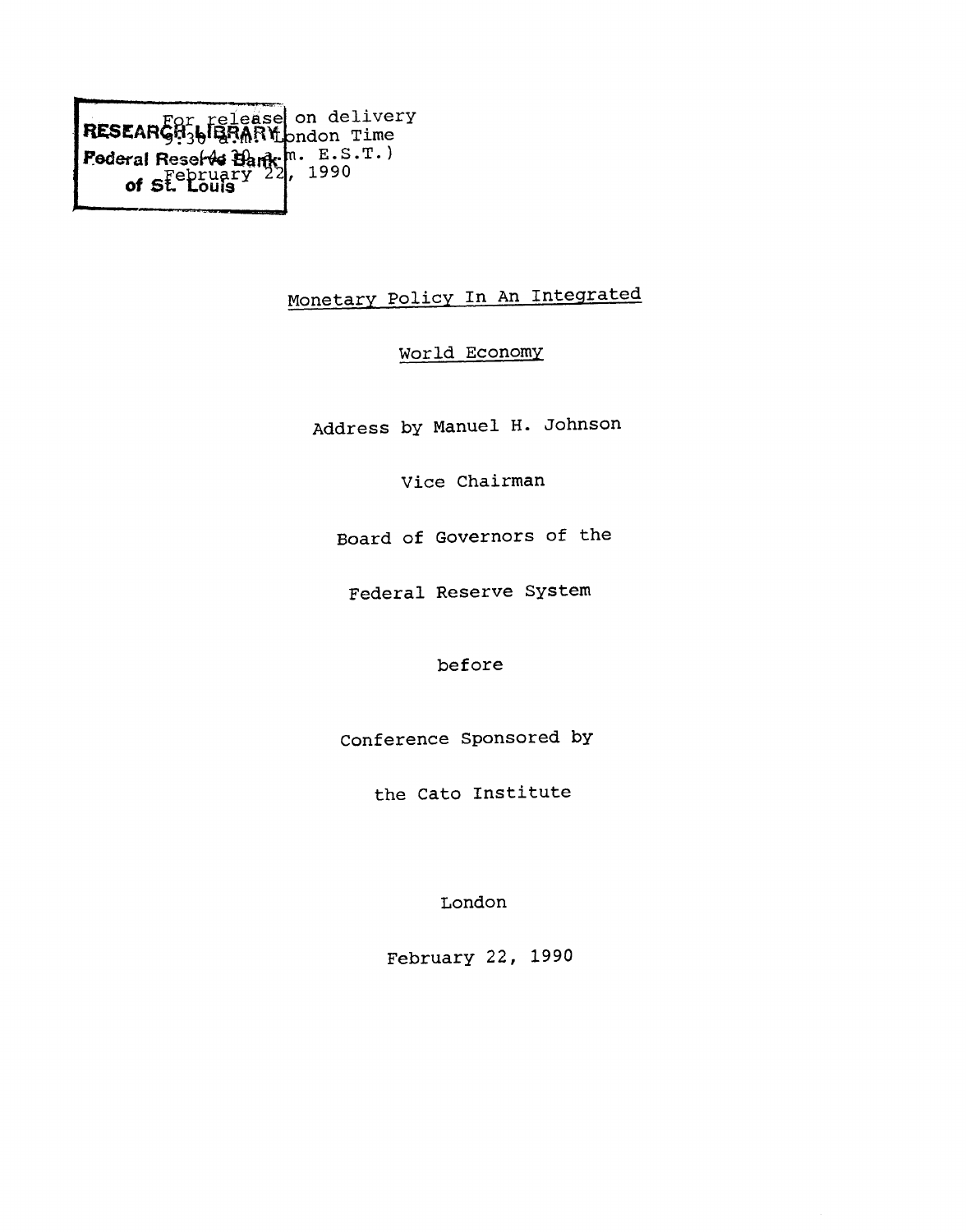RESEARCH LIBRARY
Federal Reserve Bank
of St. Louis

For release on delivery
9:30 a.m. London Time
(4:30 a.m. E.S.T.)
February 22, 1990

Monetary Policy In An Integrated

World Economy

Address by Manuel H. Johnson

Vice Chairman

Board of Governors of the

Federal Reserve System

before

Conference Sponsored by

the Cato Institute

London

February 22, 1990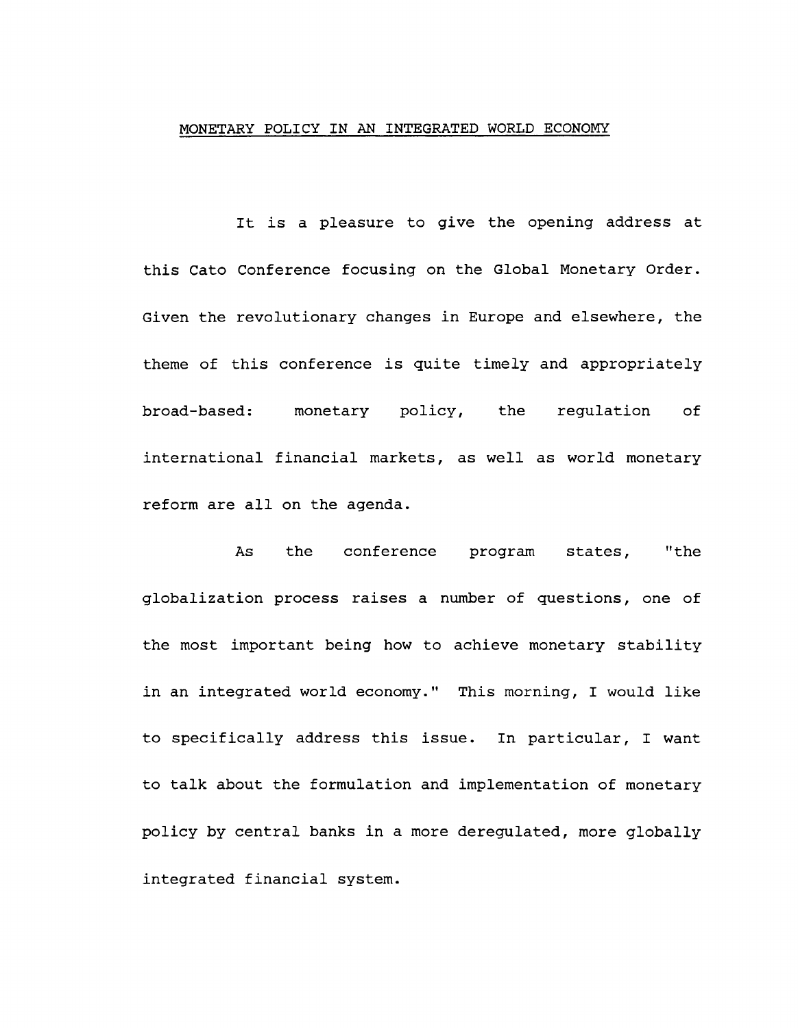## MONETARY POLICY IN AN INTEGRATED WORLD ECONOMY

It is a pleasure to give the opening address at this Cato Conference focusing on the Global Monetary Order. Given the revolutionary changes in Europe and elsewhere, the theme of this conference is quite timely and appropriately broad-based: monetary policy, the regulation of international financial markets, as well as world monetary reform are all on the agenda.

As the conference program states, "the globalization process raises a number of questions, one of the most important being how to achieve monetary stability in an integrated world economy." This morning, I would like to specifically address this issue. In particular, I want to talk about the formulation and implementation of monetary policy by central banks in a more deregulated, more globally integrated financial system.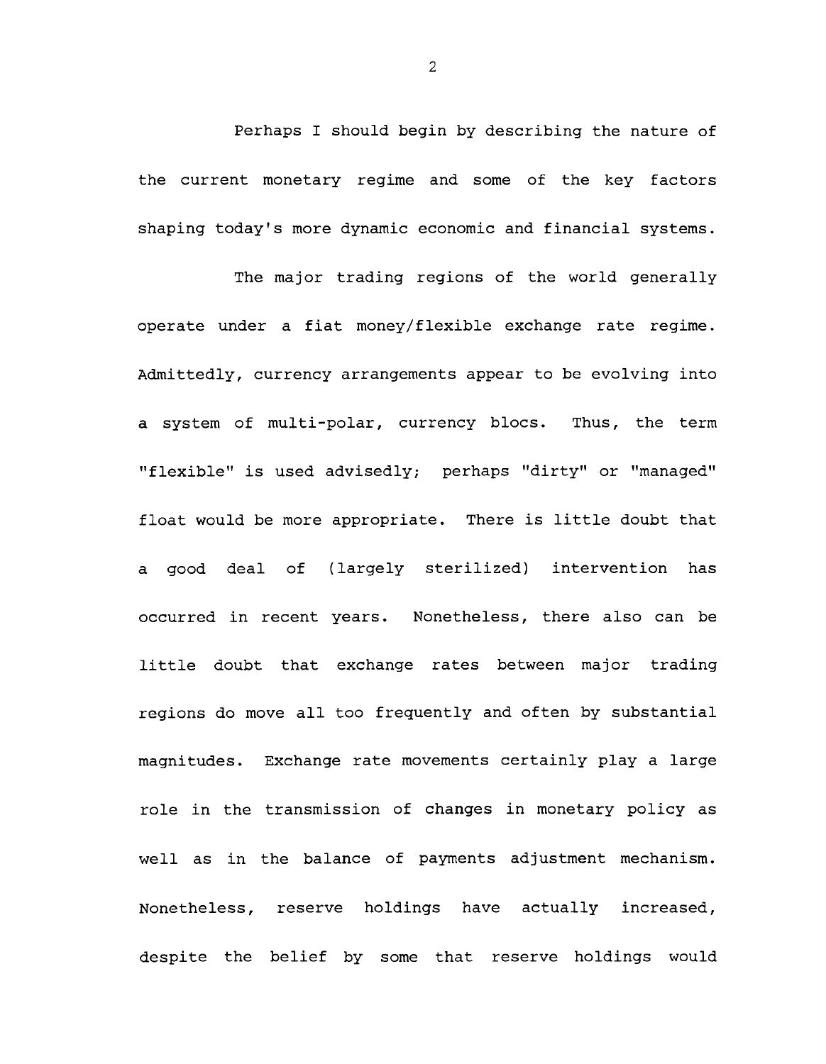Perhaps I should begin by describing the nature of the current monetary regime and some of the key factors shaping today's more dynamic economic and financial systems.

The major trading regions of the world generally operate under a fiat money/flexible exchange rate regime. Admittedly, currency arrangements appear to be evolving into a system of multi-polar, currency blocs. Thus, the term "flexible" is used advisedly; perhaps "dirty" or "managed" float would be more appropriate. There is little doubt that a good deal of (largely sterilized) intervention has occurred in recent years. Nonetheless, there also can be little doubt that exchange rates between major trading regions do move all too frequently and often by substantial magnitudes. Exchange rate movements certainly play a large role in the transmission of changes in monetary policy as well as in the balance of payments adjustment mechanism. Nonetheless, reserve holdings have actually increased, despite the belief by some that reserve holdings would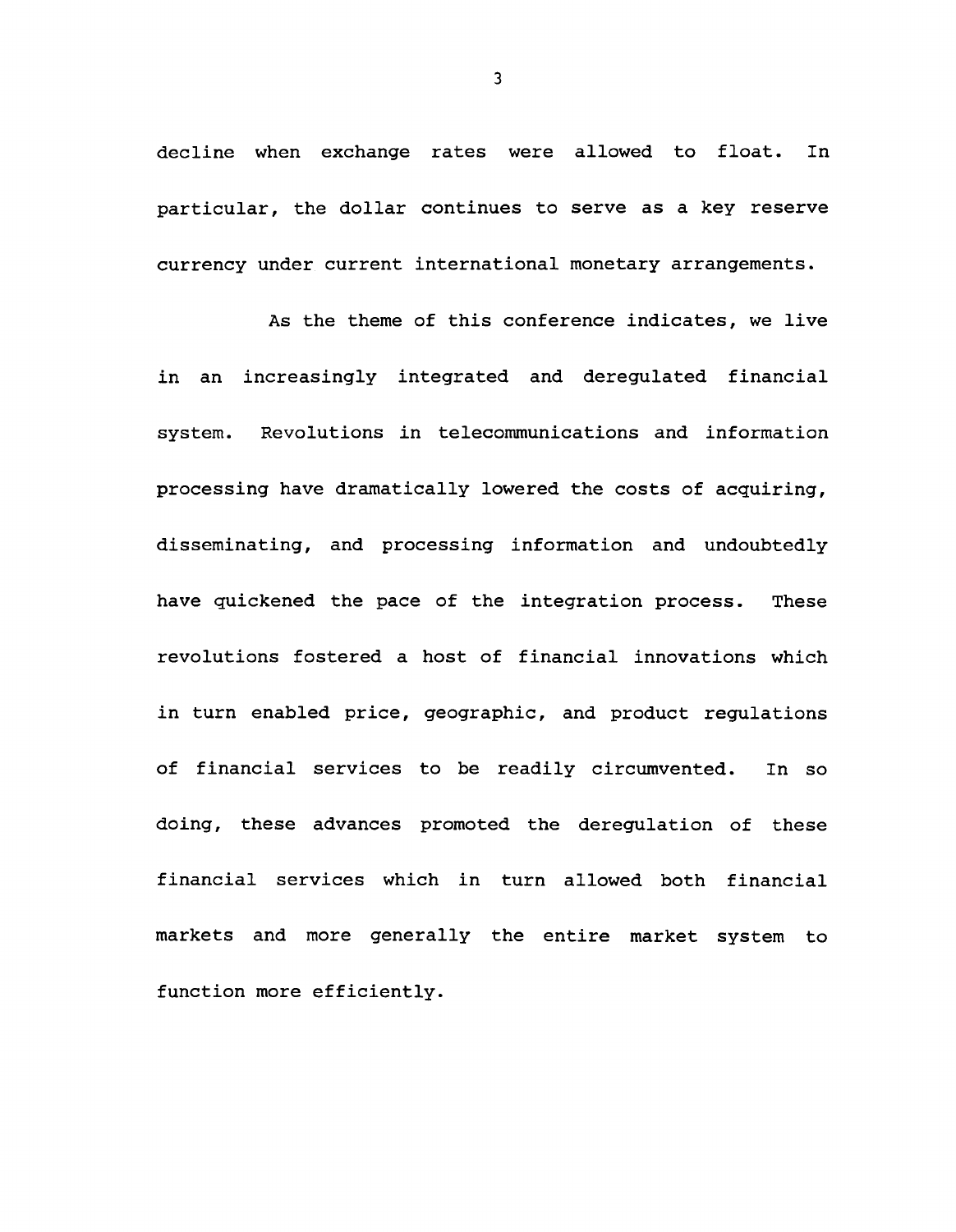decline when exchange rates were allowed to float. In particular, the dollar continues to serve as a key reserve currency under current international monetary arrangements.

As the theme of this conference indicates, we live in an increasingly integrated and deregulated financial system. Revolutions in telecommunications and information processing have dramatically lowered the costs of acquiring, disseminating, and processing information and undoubtedly have quickened the pace of the integration process. These revolutions fostered a host of financial innovations which in turn enabled price, geographic, and product regulations of financial services to be readily circumvented. In so doing, these advances promoted the deregulation of these financial services which in turn allowed both financial markets and more generally the entire market system to function more efficiently.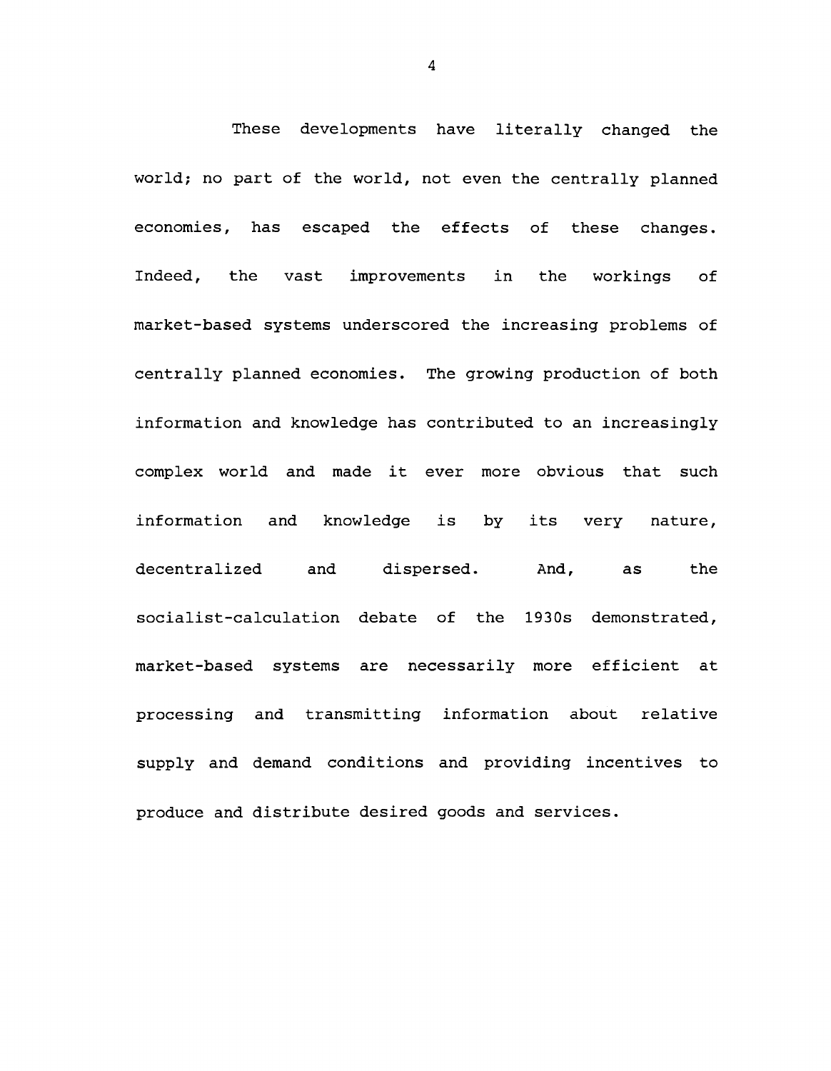These developments have literally changed the world; no part of the world, not even the centrally planned economies, has escaped the effects of these changes. Indeed, the vast improvements in the workings of market-based systems underscored the increasing problems of centrally planned economies. The growing production of both information and knowledge has contributed to an increasingly complex world and made it ever more obvious that such information and knowledge is by its very nature, decentralized and dispersed. And, as the socialist-calculation debate of the 1930s demonstrated, market-based systems are necessarily more efficient at processing and transmitting information about relative supply and demand conditions and providing incentives to produce and distribute desired goods and services.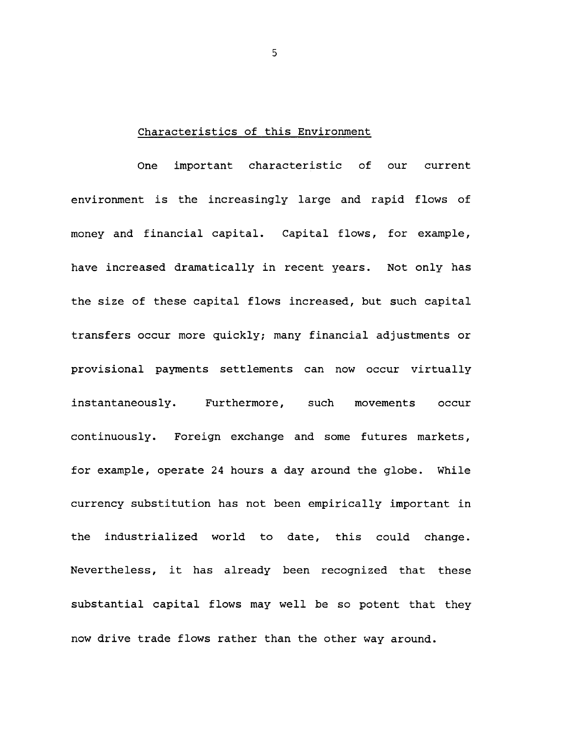## Characteristics of this Environment

One important characteristic of our current environment is the increasingly large and rapid flows of money and financial capital. Capital flows, for example, have increased dramatically in recent years. Not only has the size of these capital flows increased, but such capital transfers occur more quickly; many financial adjustments or provisional payments settlements can now occur virtually instantaneously. Furthermore, such movements occur continuously. Foreign exchange and some futures markets, for example, operate 24 hours a day around the globe. While currency substitution has not been empirically important in the industrialized world to date, this could change. Nevertheless, it has already been recognized that these substantial capital flows may well be so potent that they now drive trade flows rather than the other way around.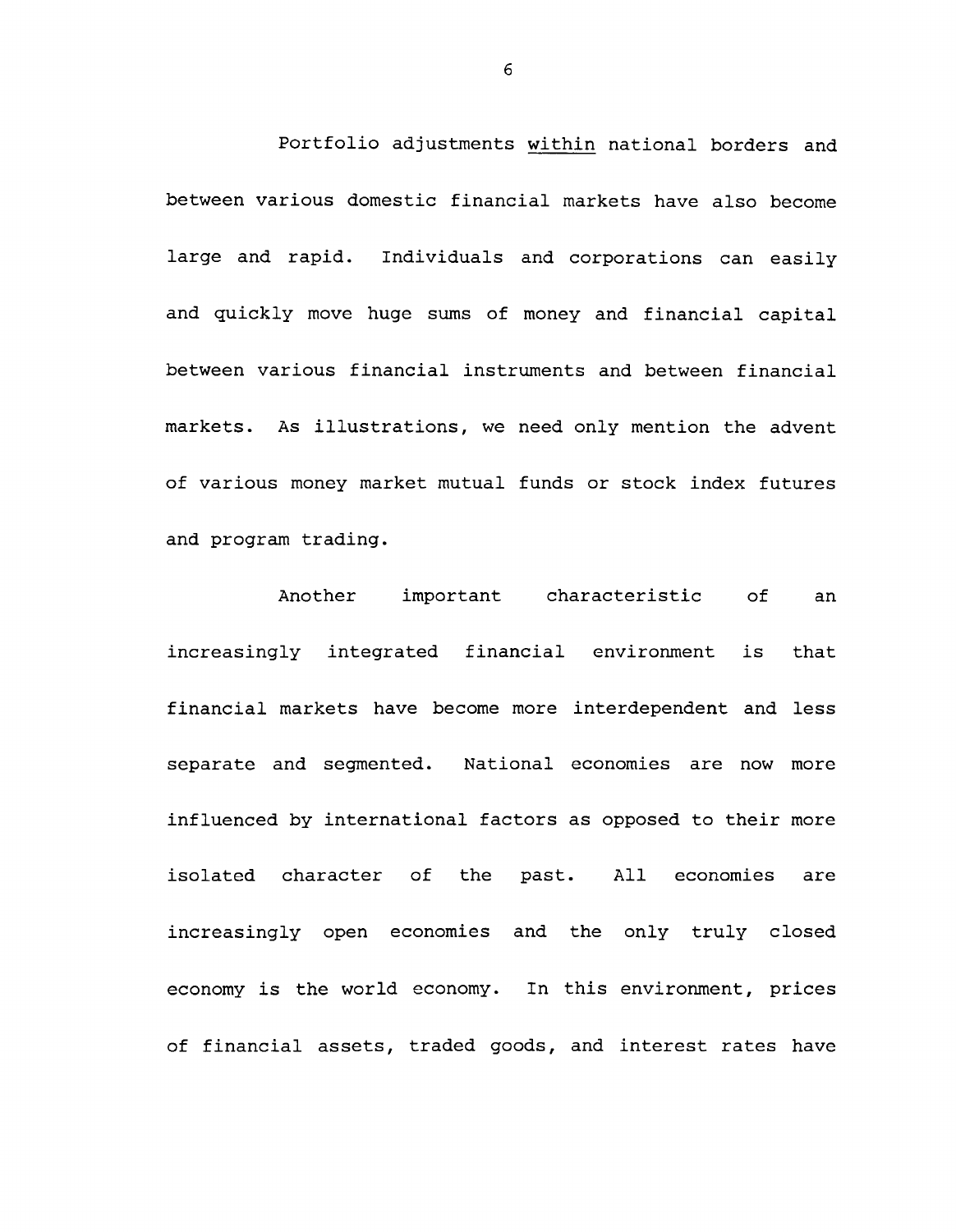Portfolio adjustments <u>within</u> national borders and between various domestic financial markets have also become large and rapid. Individuals and corporations can easily and quickly move huge sums of money and financial capital between various financial instruments and between financial markets. As illustrations, we need only mention the advent of various money market mutual funds or stock index futures and program trading.

Another important characteristic of an increasingly integrated financial environment is that financial markets have become more interdependent and less separate and segmented. National economies are now more influenced by international factors as opposed to their more isolated character of the past. All economies are increasingly open economies and the only truly closed economy is the world economy. In this environment, prices of financial assets, traded goods, and interest rates have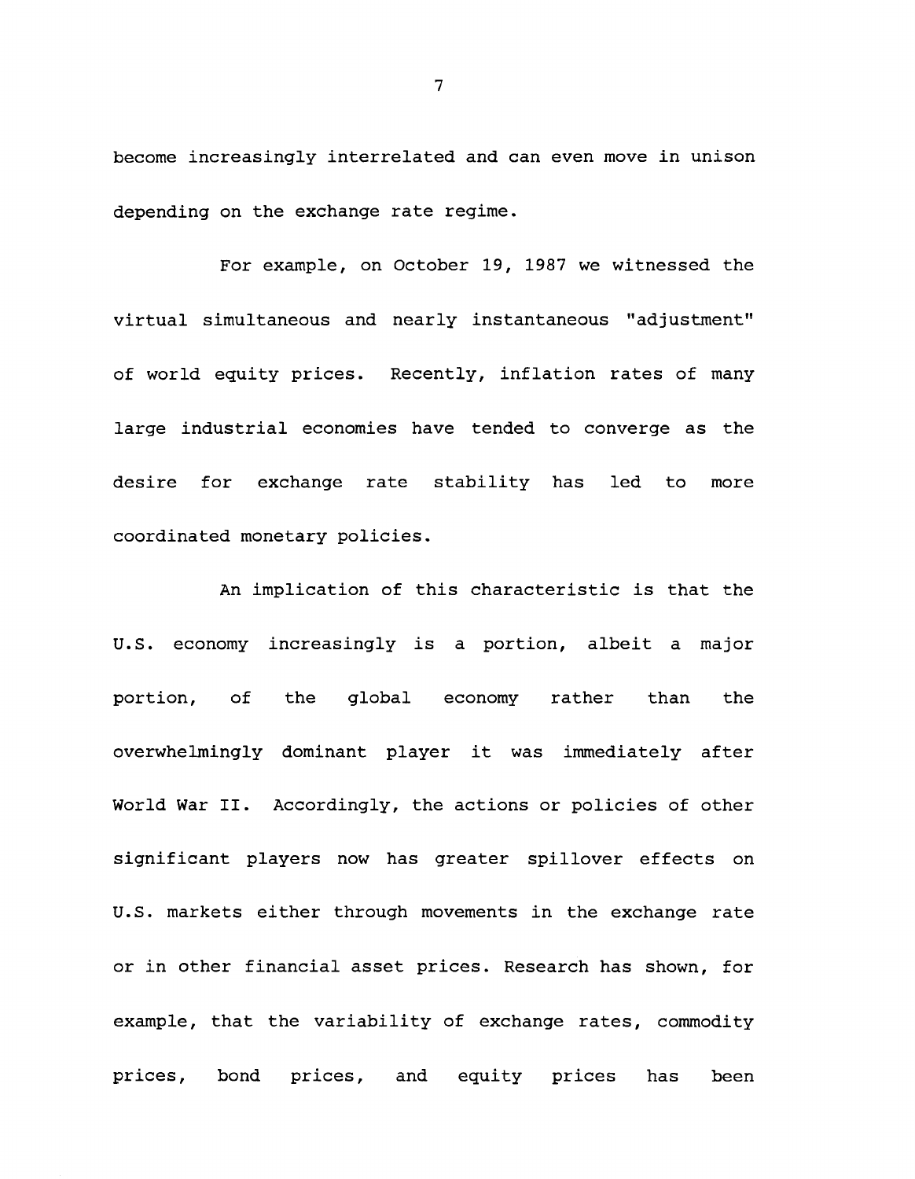become increasingly interrelated and can even move in unison depending on the exchange rate regime.

For example, on October 19, 1987 we witnessed the virtual simultaneous and nearly instantaneous "adjustment" of world equity prices. Recently, inflation rates of many large industrial economies have tended to converge as the desire for exchange rate stability has led to more coordinated monetary policies.

An implication of this characteristic is that the U.S. economy increasingly is a portion, albeit a major portion, of the global economy rather than the overwhelmingly dominant player it was immediately after World War II. Accordingly, the actions or policies of other significant players now has greater spillover effects on U.S. markets either through movements in the exchange rate or in other financial asset prices. Research has shown, for example, that the variability of exchange rates, commodity prices, bond prices, and equity prices has been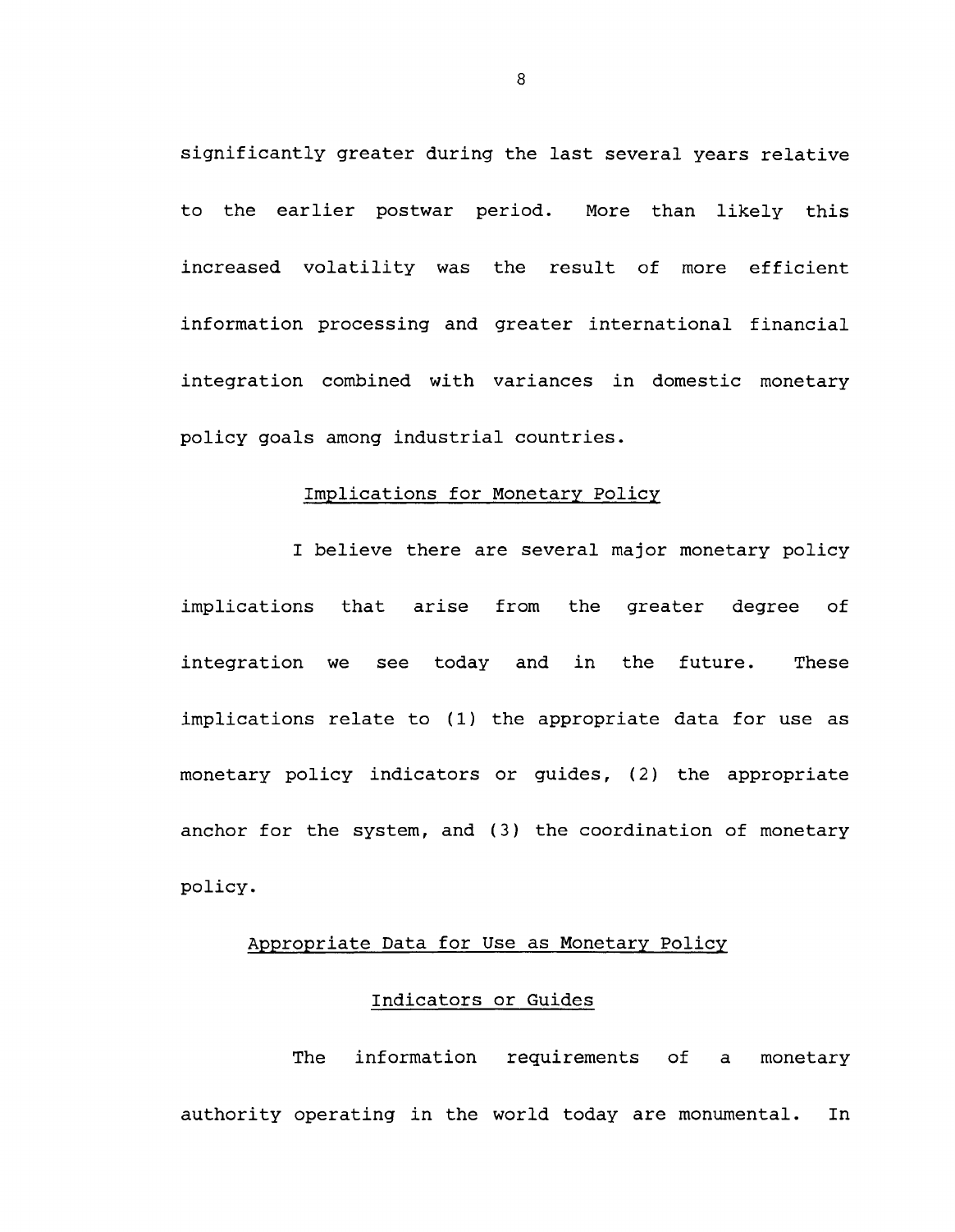significantly greater during the last several years relative to the earlier postwar period. More than likely this increased volatility was the result of more efficient information processing and greater international financial integration combined with variances in domestic monetary policy goals among industrial countries.

## Implications for Monetary Policy

I believe there are several major monetary policy implications that arise from the greater degree of integration we see today and in the future. These implications relate to (1) the appropriate data for use as monetary policy indicators or guides, (2) the appropriate anchor for the system, and (3) the coordination of monetary policy.

### Appropriate Data for Use as Monetary Policy Indicators or Guides

The information requirements of a monetary authority operating in the world today are monumental. In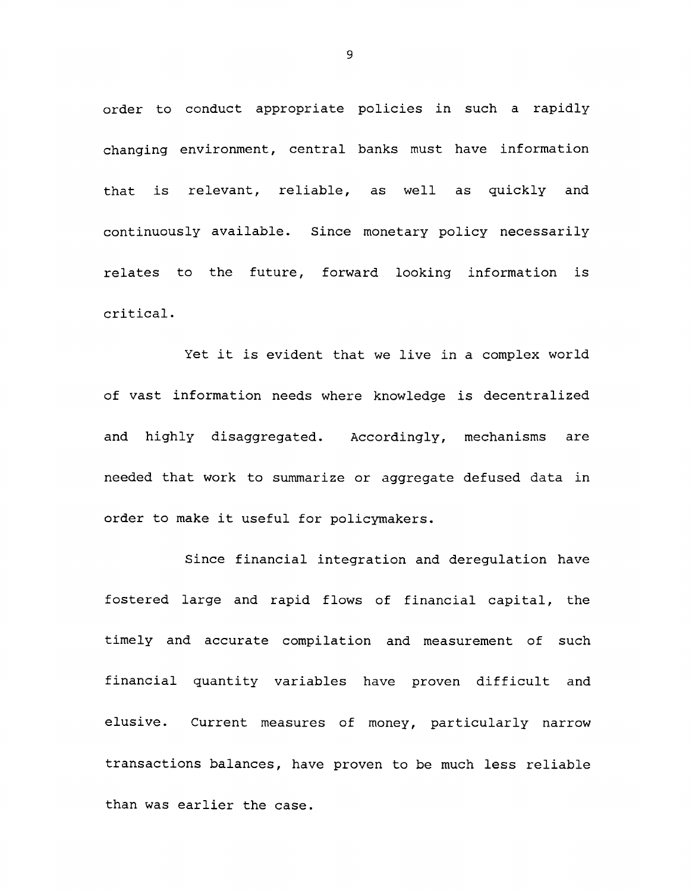order to conduct appropriate policies in such a rapidly changing environment, central banks must have information that is relevant, reliable, as well as quickly and continuously available. Since monetary policy necessarily relates to the future, forward looking information is critical.

Yet it is evident that we live in a complex world of vast information needs where knowledge is decentralized and highly disaggregated. Accordingly, mechanisms are needed that work to summarize or aggregate defused data in order to make it useful for policymakers.

Since financial integration and deregulation have fostered large and rapid flows of financial capital, the timely and accurate compilation and measurement of such financial quantity variables have proven difficult and elusive. Current measures of money, particularly narrow transactions balances, have proven to be much less reliable than was earlier the case.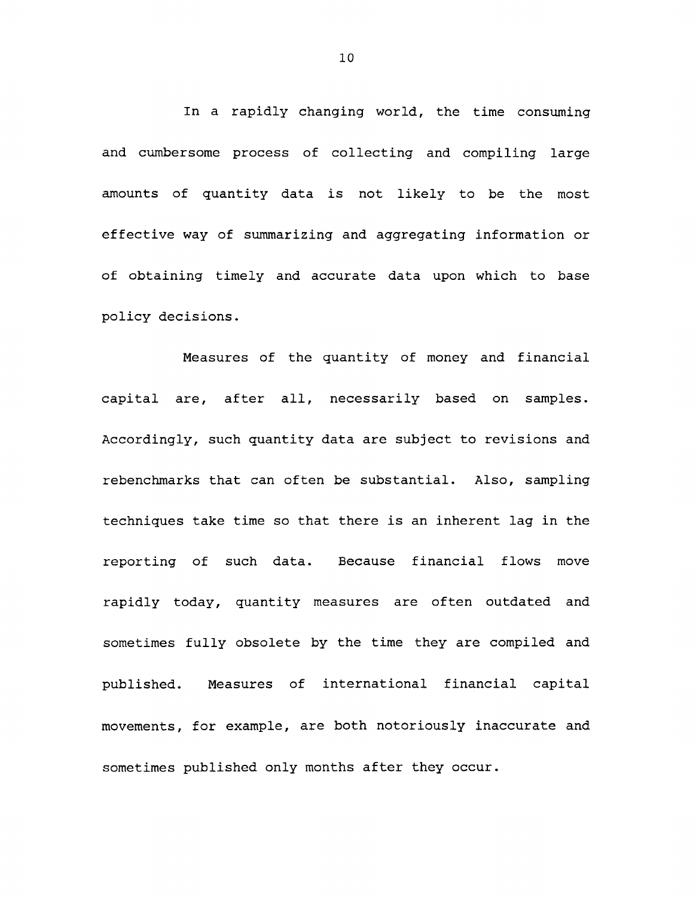In a rapidly changing world, the time consuming and cumbersome process of collecting and compiling large amounts of quantity data is not likely to be the most effective way of summarizing and aggregating information or of obtaining timely and accurate data upon which to base policy decisions.

Measures of the quantity of money and financial capital are, after all, necessarily based on samples. Accordingly, such quantity data are subject to revisions and rebenchmarks that can often be substantial. Also, sampling techniques take time so that there is an inherent lag in the reporting of such data. Because financial flows move rapidly today, quantity measures are often outdated and sometimes fully obsolete by the time they are compiled and published. Measures of international financial capital movements, for example, are both notoriously inaccurate and sometimes published only months after they occur.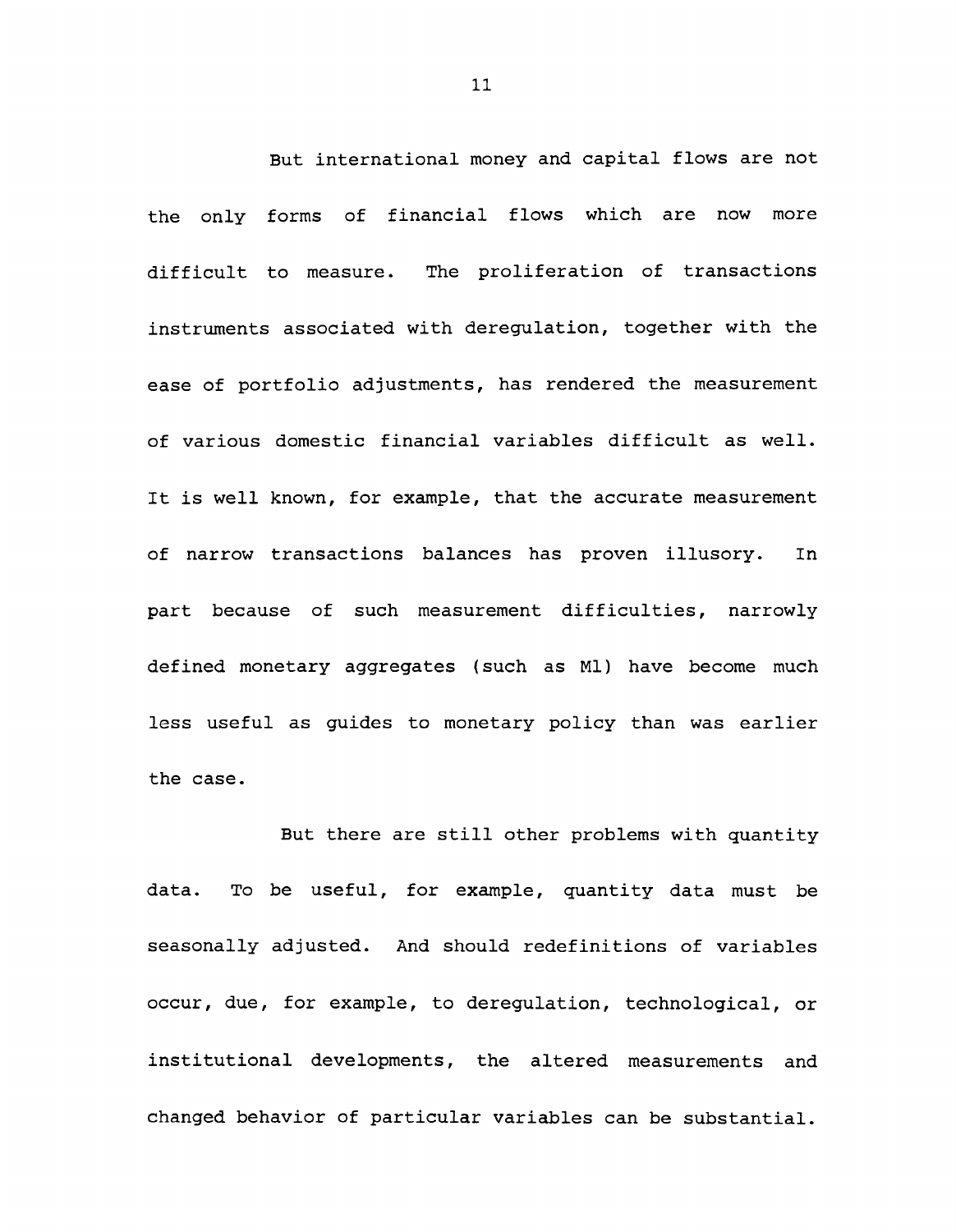But international money and capital flows are not the only forms of financial flows which are now more difficult to measure. The proliferation of transactions instruments associated with deregulation, together with the ease of portfolio adjustments, has rendered the measurement of various domestic financial variables difficult as well. It is well known, for example, that the accurate measurement of narrow transactions balances has proven illusory. In part because of such measurement difficulties, narrowly defined monetary aggregates (such as M1) have become much less useful as guides to monetary policy than was earlier the case.

But there are still other problems with quantity data. To be useful, for example, quantity data must be seasonally adjusted. And should redefinitions of variables occur, due, for example, to deregulation, technological, or institutional developments, the altered measurements and changed behavior of particular variables can be substantial.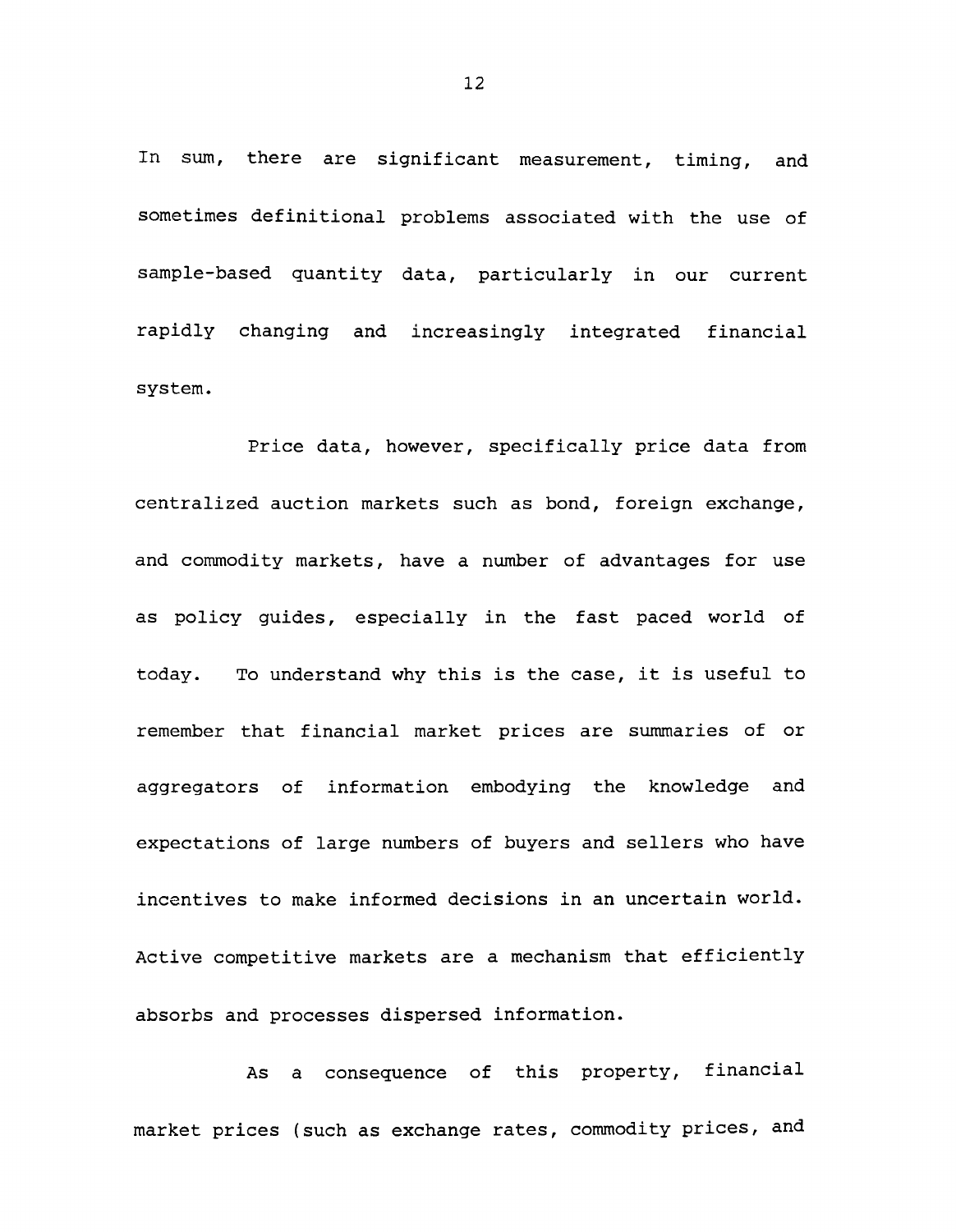In sum, there are significant measurement, timing, and sometimes definitional problems associated with the use of sample-based quantity data, particularly in our current rapidly changing and increasingly integrated financial system.

Price data, however, specifically price data from centralized auction markets such as bond, foreign exchange, and commodity markets, have a number of advantages for use as policy guides, especially in the fast paced world of today. To understand why this is the case, it is useful to remember that financial market prices are summaries of or aggregators of information embodying the knowledge and expectations of large numbers of buyers and sellers who have incentives to make informed decisions in an uncertain world. Active competitive markets are a mechanism that efficiently absorbs and processes dispersed information.

As a consequence of this property, financial market prices (such as exchange rates, commodity prices, and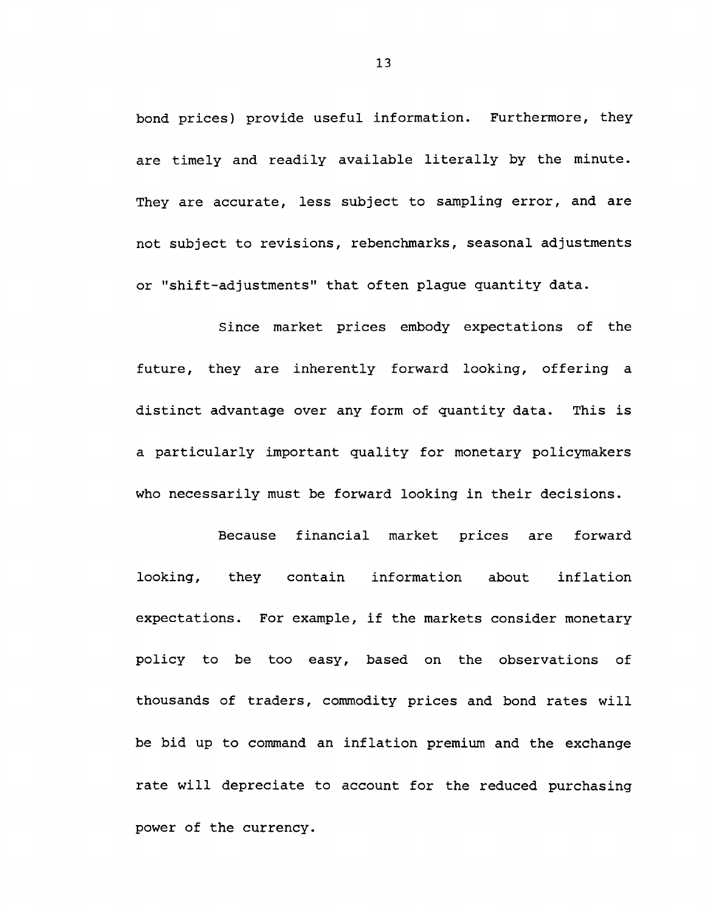bond prices) provide useful information. Furthermore, they are timely and readily available literally by the minute. They are accurate, less subject to sampling error, and are not subject to revisions, rebenchmarks, seasonal adjustments or "shift-adjustments" that often plague quantity data.

Since market prices embody expectations of the future, they are inherently forward looking, offering a distinct advantage over any form of quantity data. This is a particularly important quality for monetary policymakers who necessarily must be forward looking in their decisions.

Because financial market prices are forward looking, they contain information about inflation expectations. For example, if the markets consider monetary policy to be too easy, based on the observations of thousands of traders, commodity prices and bond rates will be bid up to command an inflation premium and the exchange rate will depreciate to account for the reduced purchasing power of the currency.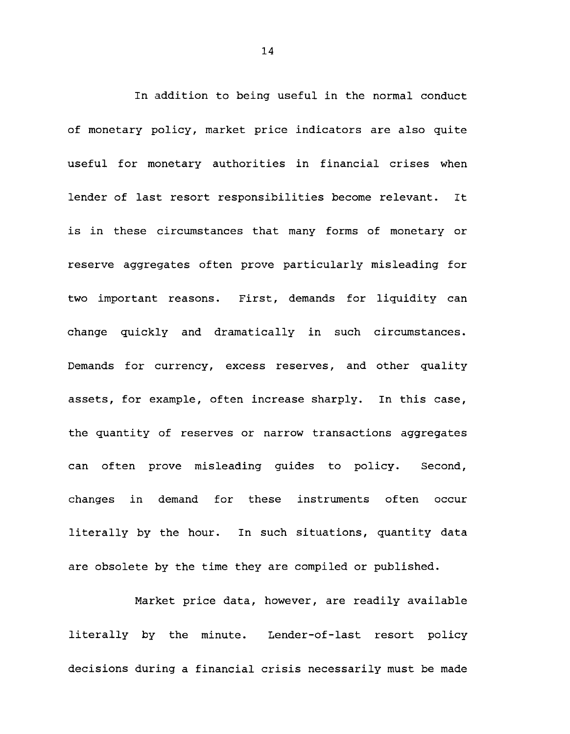In addition to being useful in the normal conduct of monetary policy, market price indicators are also quite useful for monetary authorities in financial crises when lender of last resort responsibilities become relevant. It is in these circumstances that many forms of monetary or reserve aggregates often prove particularly misleading for two important reasons. First, demands for liquidity can change quickly and dramatically in such circumstances. Demands for currency, excess reserves, and other quality assets, for example, often increase sharply. In this case, the quantity of reserves or narrow transactions aggregates can often prove misleading guides to policy. Second, changes in demand for these instruments often occur literally by the hour. In such situations, quantity data are obsolete by the time they are compiled or published.

Market price data, however, are readily available literally by the minute. Lender-of-last resort policy decisions during a financial crisis necessarily must be made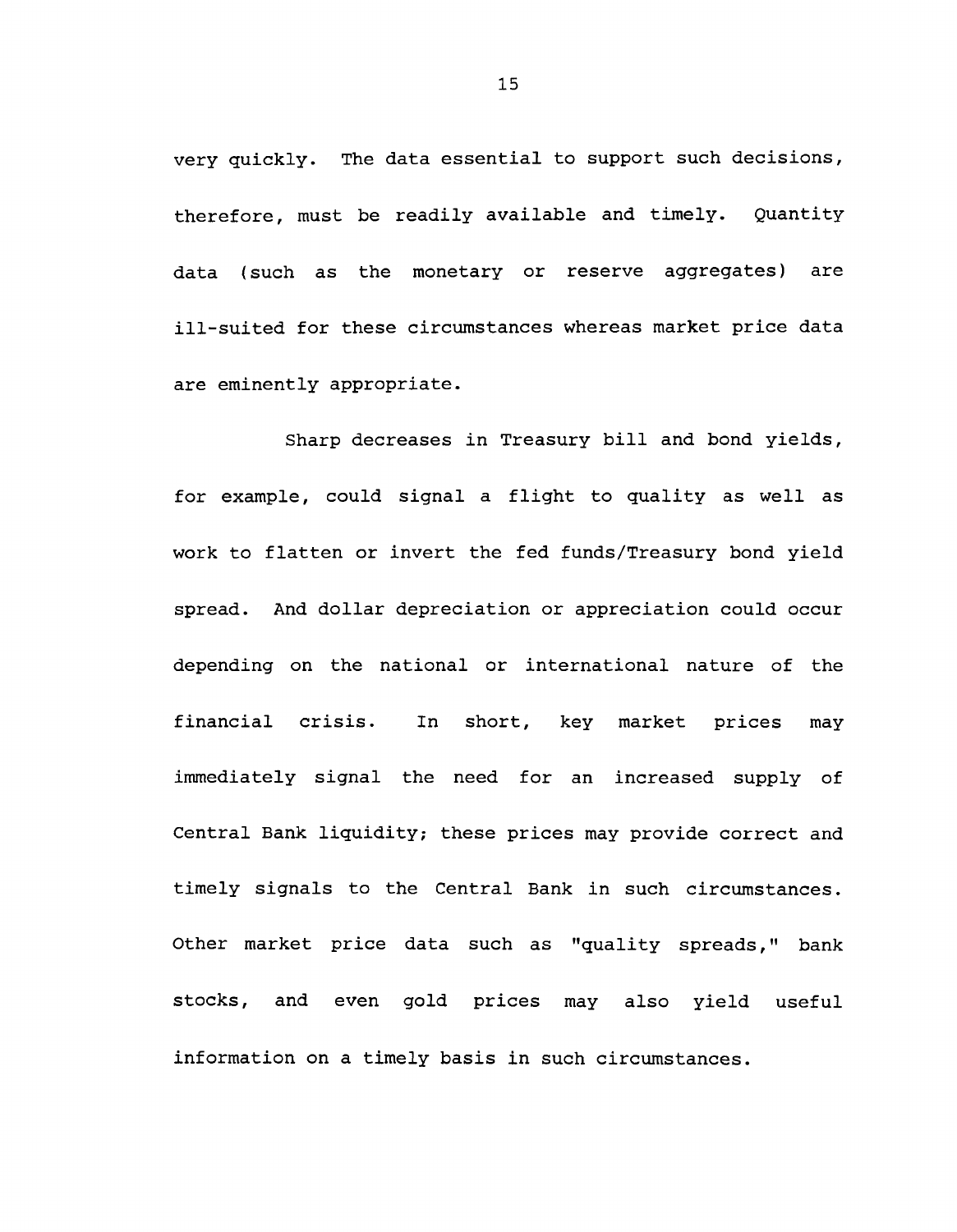very quickly. The data essential to support such decisions, therefore, must be readily available and timely. Quantity data (such as the monetary or reserve aggregates) are ill-suited for these circumstances whereas market price data are eminently appropriate.

Sharp decreases in Treasury bill and bond yields, for example, could signal a flight to quality as well as work to flatten or invert the fed funds/Treasury bond yield spread. And dollar depreciation or appreciation could occur depending on the national or international nature of the financial crisis. In short, key market prices may immediately signal the need for an increased supply of Central Bank liquidity; these prices may provide correct and timely signals to the Central Bank in such circumstances. Other market price data such as "quality spreads," bank stocks, and even gold prices may also yield useful information on a timely basis in such circumstances.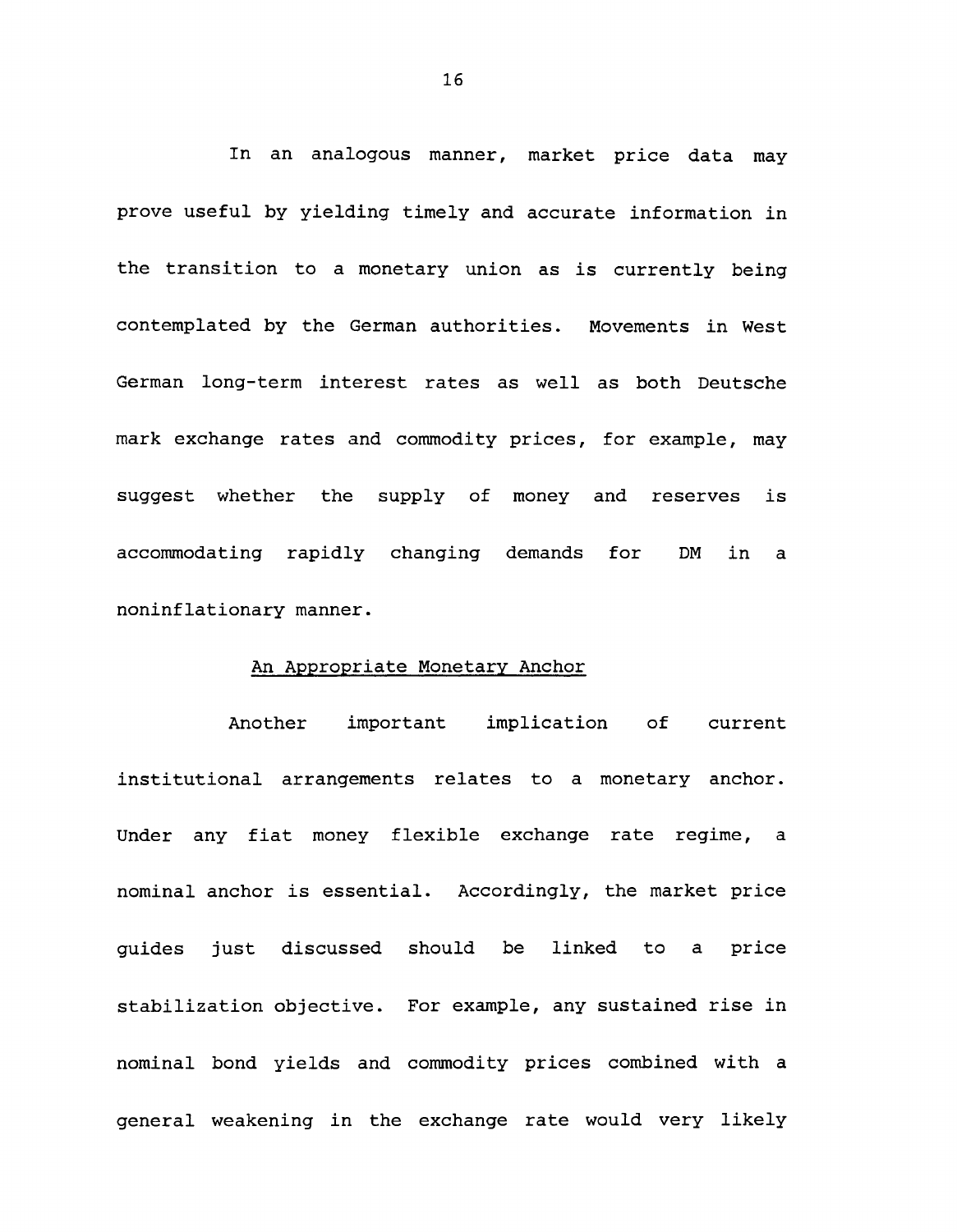In an analogous manner, market price data may prove useful by yielding timely and accurate information in the transition to a monetary union as is currently being contemplated by the German authorities. Movements in West German long-term interest rates as well as both Deutsche mark exchange rates and commodity prices, for example, may suggest whether the supply of money and reserves is accommodating rapidly changing demands for DM in a noninflationary manner.

## An Appropriate Monetary Anchor

Another important implication of current institutional arrangements relates to a monetary anchor. Under any fiat money flexible exchange rate regime, a nominal anchor is essential. Accordingly, the market price guides just discussed should be linked to a price stabilization objective. For example, any sustained rise in nominal bond yields and commodity prices combined with a general weakening in the exchange rate would very likely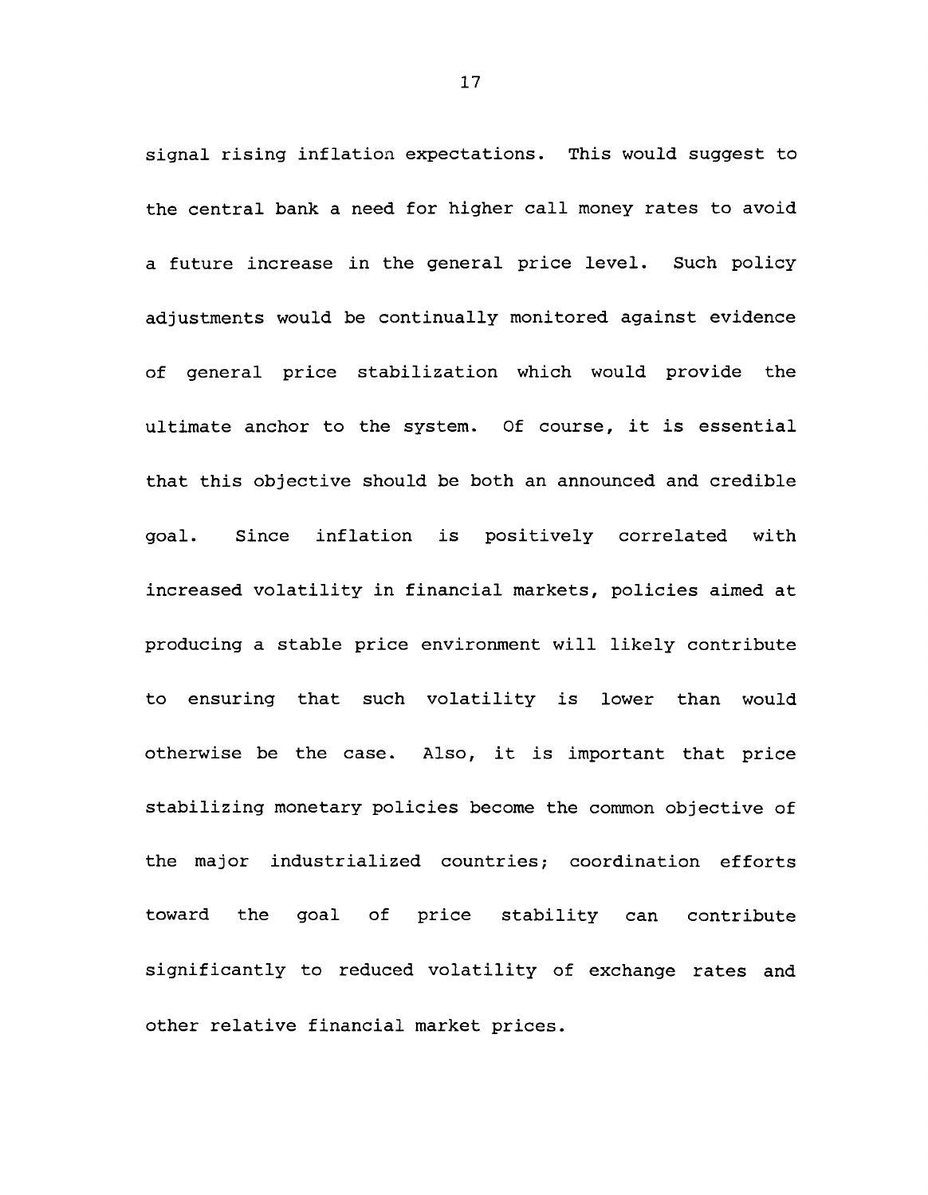signal rising inflation expectations. This would suggest to the central bank a need for higher call money rates to avoid a future increase in the general price level. Such policy adjustments would be continually monitored against evidence of general price stabilization which would provide the ultimate anchor to the system. Of course, it is essential that this objective should be both an announced and credible goal. Since inflation is positively correlated with increased volatility in financial markets, policies aimed at producing a stable price environment will likely contribute to ensuring that such volatility is lower than would otherwise be the case. Also, it is important that price stabilizing monetary policies become the common objective of the major industrialized countries; coordination efforts toward the goal of price stability can contribute significantly to reduced volatility of exchange rates and other relative financial market prices.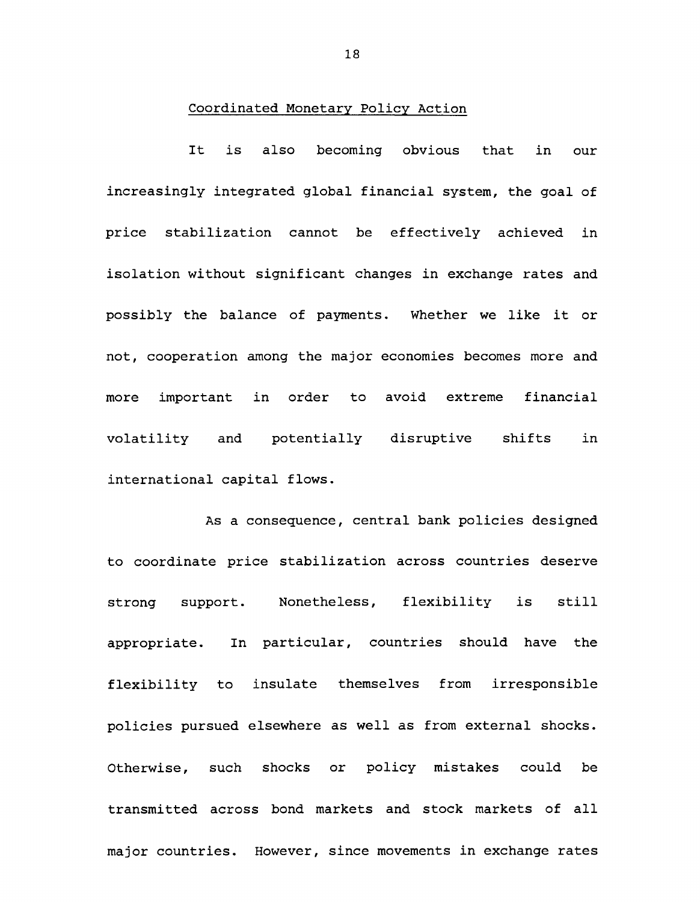## Coordinated Monetary Policy Action

It is also becoming obvious that in our increasingly integrated global financial system, the goal of price stabilization cannot be effectively achieved in isolation without significant changes in exchange rates and possibly the balance of payments. Whether we like it or not, cooperation among the major economies becomes more and more important in order to avoid extreme financial volatility and potentially disruptive shifts in international capital flows.

As a consequence, central bank policies designed to coordinate price stabilization across countries deserve strong support. Nonetheless, flexibility is still appropriate. In particular, countries should have the flexibility to insulate themselves from irresponsible policies pursued elsewhere as well as from external shocks. Otherwise, such shocks or policy mistakes could be transmitted across bond markets and stock markets of all major countries. However, since movements in exchange rates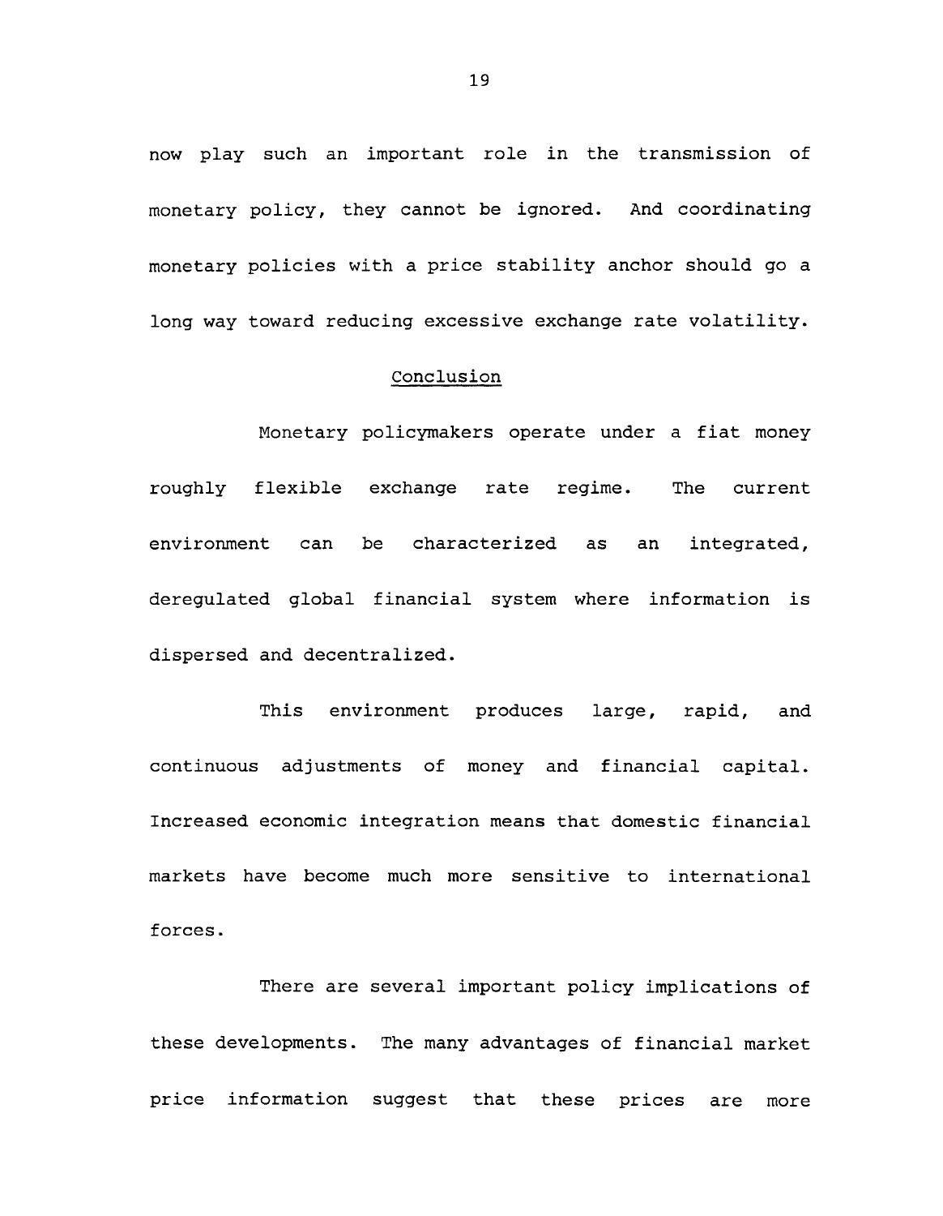now play such an important role in the transmission of monetary policy, they cannot be ignored. And coordinating monetary policies with a price stability anchor should go a long way toward reducing excessive exchange rate volatility.

## Conclusion

Monetary policymakers operate under a fiat money roughly flexible exchange rate regime. The current environment can be characterized as an integrated, deregulated global financial system where information is dispersed and decentralized.

This environment produces large, rapid, and continuous adjustments of money and financial capital. Increased economic integration means that domestic financial markets have become much more sensitive to international forces.

There are several important policy implications of these developments. The many advantages of financial market price information suggest that these prices are more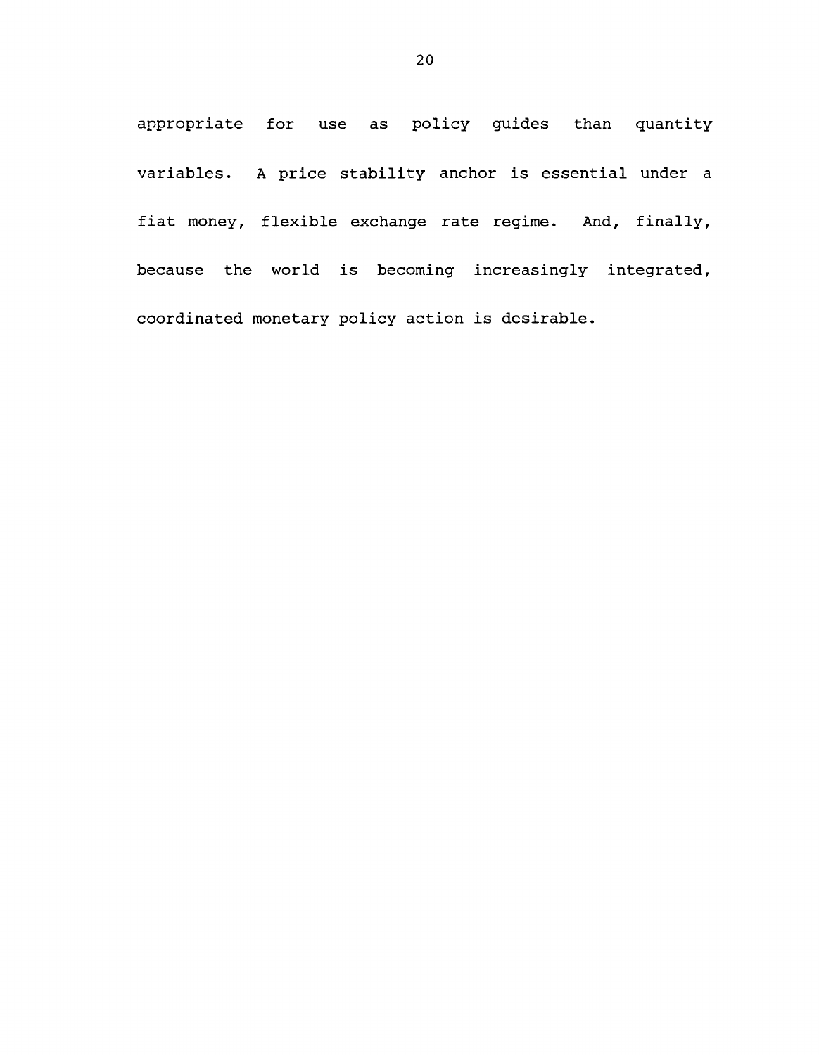appropriate for use as policy guides than quantity variables. A price stability anchor is essential under a fiat money, flexible exchange rate regime. And, finally, because the world is becoming increasingly integrated, coordinated monetary policy action is desirable.